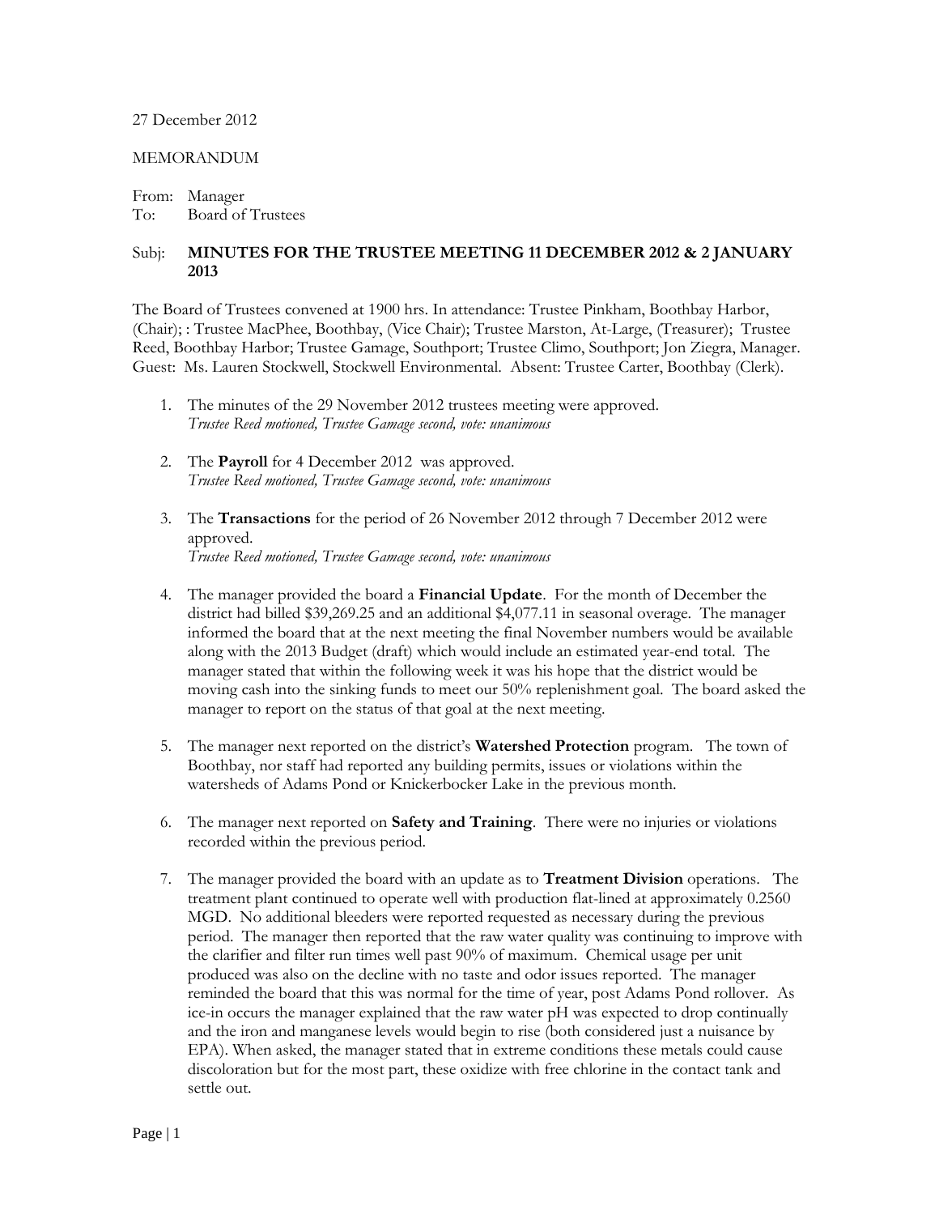27 December 2012

MEMORANDUM

From: Manager
To: Board of Trustees

Subj: **MINUTES FOR THE TRUSTEE MEETING 11 DECEMBER 2012 & 2 JANUARY 2013**

The Board of Trustees convened at 1900 hrs. In attendance: Trustee Pinkham, Boothbay Harbor, (Chair); : Trustee MacPhee, Boothbay, (Vice Chair); Trustee Marston, At-Large, (Treasurer); Trustee Reed, Boothbay Harbor; Trustee Gamage, Southport; Trustee Climo, Southport; Jon Ziegra, Manager. Guest: Ms. Lauren Stockwell, Stockwell Environmental. Absent: Trustee Carter, Boothbay (Clerk).

1. The minutes of the 29 November 2012 trustees meeting were approved.
   *Trustee Reed motioned, Trustee Gamage second, vote: unanimous*

2. The **Payroll** for 4 December 2012 was approved.
   *Trustee Reed motioned, Trustee Gamage second, vote: unanimous*

3. The **Transactions** for the period of 26 November 2012 through 7 December 2012 were approved.
   *Trustee Reed motioned, Trustee Gamage second, vote: unanimous*

4. The manager provided the board a **Financial Update**. For the month of December the district had billed $39,269.25 and an additional $4,077.11 in seasonal overage. The manager informed the board that at the next meeting the final November numbers would be available along with the 2013 Budget (draft) which would include an estimated year-end total. The manager stated that within the following week it was his hope that the district would be moving cash into the sinking funds to meet our 50% replenishment goal. The board asked the manager to report on the status of that goal at the next meeting.

5. The manager next reported on the district's **Watershed Protection** program. The town of Boothbay, nor staff had reported any building permits, issues or violations within the watersheds of Adams Pond or Knickerbocker Lake in the previous month.

6. The manager next reported on **Safety and Training**. There were no injuries or violations recorded within the previous period.

7. The manager provided the board with an update as to **Treatment Division** operations. The treatment plant continued to operate well with production flat-lined at approximately 0.2560 MGD. No additional bleeders were reported requested as necessary during the previous period. The manager then reported that the raw water quality was continuing to improve with the clarifier and filter run times well past 90% of maximum. Chemical usage per unit produced was also on the decline with no taste and odor issues reported. The manager reminded the board that this was normal for the time of year, post Adams Pond rollover. As ice-in occurs the manager explained that the raw water pH was expected to drop continually and the iron and manganese levels would begin to rise (both considered just a nuisance by EPA). When asked, the manager stated that in extreme conditions these metals could cause discoloration but for the most part, these oxidize with free chlorine in the contact tank and settle out.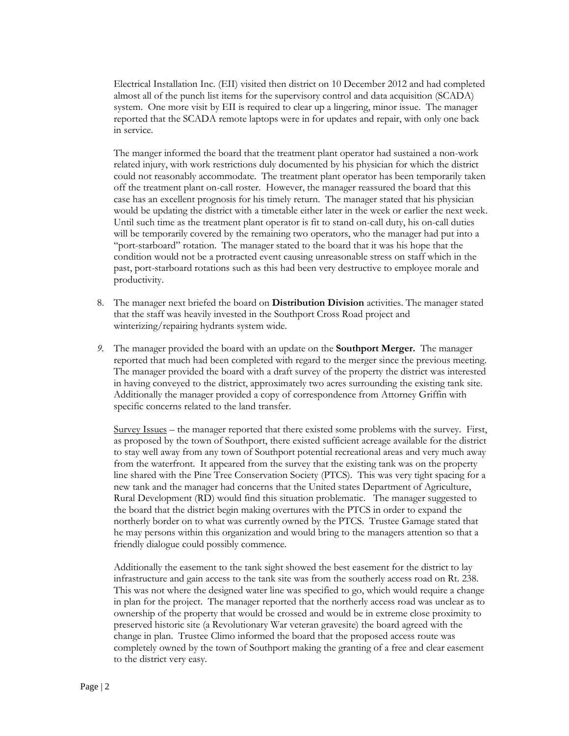Electrical Installation Inc. (EII) visited then district on 10 December 2012 and had completed almost all of the punch list items for the supervisory control and data acquisition (SCADA) system. One more visit by EII is required to clear up a lingering, minor issue. The manager reported that the SCADA remote laptops were in for updates and repair, with only one back in service.

The manger informed the board that the treatment plant operator had sustained a non-work related injury, with work restrictions duly documented by his physician for which the district could not reasonably accommodate. The treatment plant operator has been temporarily taken off the treatment plant on-call roster. However, the manager reassured the board that this case has an excellent prognosis for his timely return. The manager stated that his physician would be updating the district with a timetable either later in the week or earlier the next week. Until such time as the treatment plant operator is fit to stand on-call duty, his on-call duties will be temporarily covered by the remaining two operators, who the manager had put into a "port-starboard" rotation. The manager stated to the board that it was his hope that the condition would not be a protracted event causing unreasonable stress on staff which in the past, port-starboard rotations such as this had been very destructive to employee morale and productivity.

8. The manager next briefed the board on **Distribution Division** activities. The manager stated that the staff was heavily invested in the Southport Cross Road project and winterizing/repairing hydrants system wide.

9. The manager provided the board with an update on the **Southport Merger.** The manager reported that much had been completed with regard to the merger since the previous meeting. The manager provided the board with a draft survey of the property the district was interested in having conveyed to the district, approximately two acres surrounding the existing tank site. Additionally the manager provided a copy of correspondence from Attorney Griffin with specific concerns related to the land transfer.

   Survey Issues – the manager reported that there existed some problems with the survey. First, as proposed by the town of Southport, there existed sufficient acreage available for the district to stay well away from any town of Southport potential recreational areas and very much away from the waterfront. It appeared from the survey that the existing tank was on the property line shared with the Pine Tree Conservation Society (PTCS). This was very tight spacing for a new tank and the manager had concerns that the United states Department of Agriculture, Rural Development (RD) would find this situation problematic. The manager suggested to the board that the district begin making overtures with the PTCS in order to expand the northerly border on to what was currently owned by the PTCS. Trustee Gamage stated that he may persons within this organization and would bring to the managers attention so that a friendly dialogue could possibly commence.

   Additionally the easement to the tank sight showed the best easement for the district to lay infrastructure and gain access to the tank site was from the southerly access road on Rt. 238. This was not where the designed water line was specified to go, which would require a change in plan for the project. The manager reported that the northerly access road was unclear as to ownership of the property that would be crossed and would be in extreme close proximity to preserved historic site (a Revolutionary War veteran gravesite) the board agreed with the change in plan. Trustee Climo informed the board that the proposed access route was completely owned by the town of Southport making the granting of a free and clear easement to the district very easy.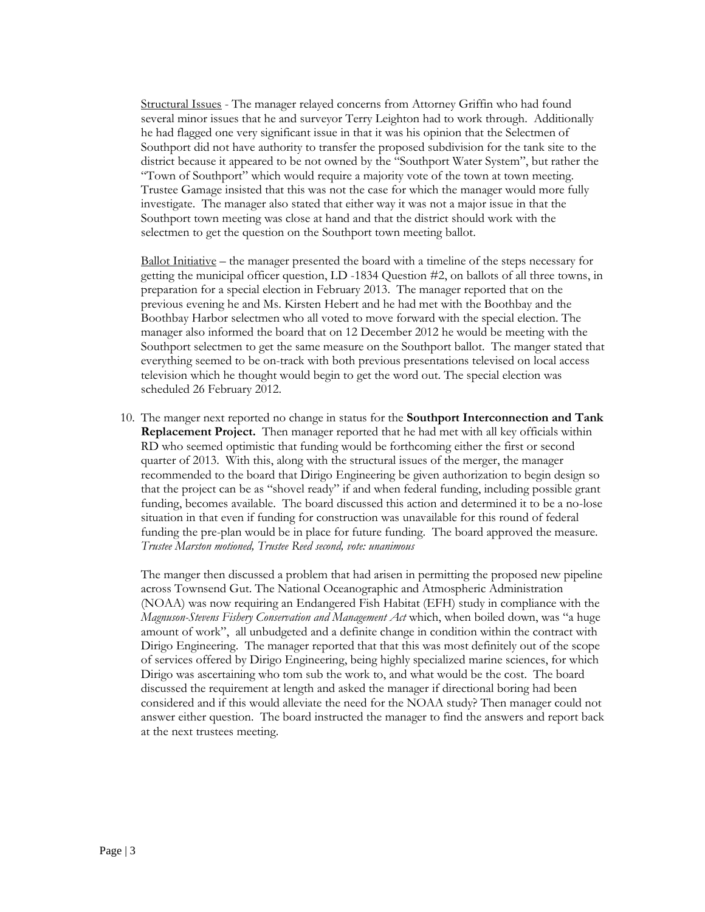Structural Issues - The manager relayed concerns from Attorney Griffin who had found several minor issues that he and surveyor Terry Leighton had to work through. Additionally he had flagged one very significant issue in that it was his opinion that the Selectmen of Southport did not have authority to transfer the proposed subdivision for the tank site to the district because it appeared to be not owned by the "Southport Water System", but rather the "Town of Southport" which would require a majority vote of the town at town meeting. Trustee Gamage insisted that this was not the case for which the manager would more fully investigate. The manager also stated that either way it was not a major issue in that the Southport town meeting was close at hand and that the district should work with the selectmen to get the question on the Southport town meeting ballot.

Ballot Initiative – the manager presented the board with a timeline of the steps necessary for getting the municipal officer question, LD -1834 Question #2, on ballots of all three towns, in preparation for a special election in February 2013. The manager reported that on the previous evening he and Ms. Kirsten Hebert and he had met with the Boothbay and the Boothbay Harbor selectmen who all voted to move forward with the special election. The manager also informed the board that on 12 December 2012 he would be meeting with the Southport selectmen to get the same measure on the Southport ballot. The manger stated that everything seemed to be on-track with both previous presentations televised on local access television which he thought would begin to get the word out. The special election was scheduled 26 February 2012.

10. The manger next reported no change in status for the **Southport Interconnection and Tank Replacement Project.** Then manager reported that he had met with all key officials within RD who seemed optimistic that funding would be forthcoming either the first or second quarter of 2013. With this, along with the structural issues of the merger, the manager recommended to the board that Dirigo Engineering be given authorization to begin design so that the project can be as "shovel ready" if and when federal funding, including possible grant funding, becomes available. The board discussed this action and determined it to be a no-lose situation in that even if funding for construction was unavailable for this round of federal funding the pre-plan would be in place for future funding. The board approved the measure. *Trustee Marston motioned, Trustee Reed second, vote: unanimous*

    The manger then discussed a problem that had arisen in permitting the proposed new pipeline across Townsend Gut. The National Oceanographic and Atmospheric Administration (NOAA) was now requiring an Endangered Fish Habitat (EFH) study in compliance with the *Magnuson-Stevens Fishery Conservation and Management Act* which, when boiled down, was "a huge amount of work", all unbudgeted and a definite change in condition within the contract with Dirigo Engineering. The manager reported that that this was most definitely out of the scope of services offered by Dirigo Engineering, being highly specialized marine sciences, for which Dirigo was ascertaining who tom sub the work to, and what would be the cost. The board discussed the requirement at length and asked the manager if directional boring had been considered and if this would alleviate the need for the NOAA study? Then manager could not answer either question. The board instructed the manager to find the answers and report back at the next trustees meeting.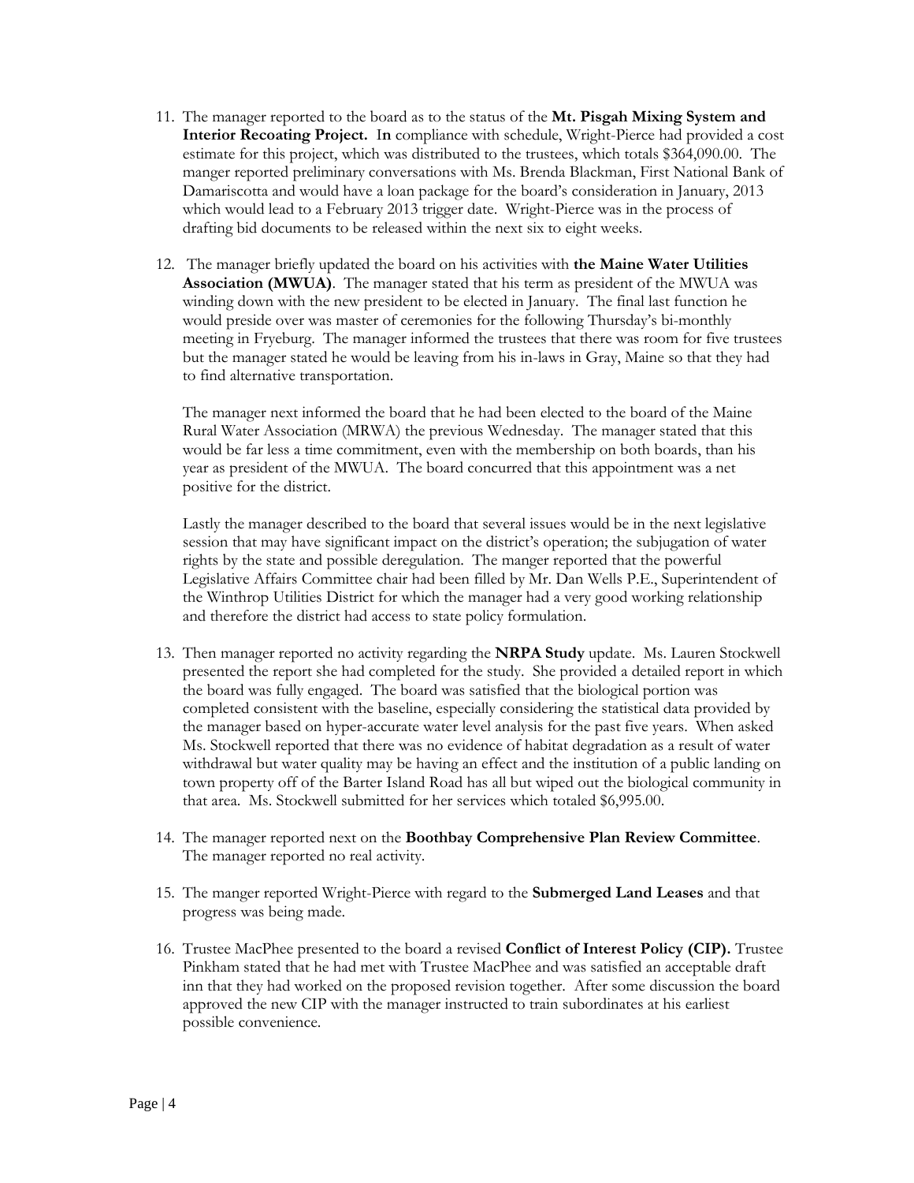11. The manager reported to the board as to the status of the **Mt. Pisgah Mixing System and Interior Recoating Project.** In compliance with schedule, Wright-Pierce had provided a cost estimate for this project, which was distributed to the trustees, which totals $364,090.00. The manger reported preliminary conversations with Ms. Brenda Blackman, First National Bank of Damariscotta and would have a loan package for the board's consideration in January, 2013 which would lead to a February 2013 trigger date. Wright-Pierce was in the process of drafting bid documents to be released within the next six to eight weeks.

12. The manager briefly updated the board on his activities with **the Maine Water Utilities Association (MWUA)**. The manager stated that his term as president of the MWUA was winding down with the new president to be elected in January. The final last function he would preside over was master of ceremonies for the following Thursday's bi-monthly meeting in Fryeburg. The manager informed the trustees that there was room for five trustees but the manager stated he would be leaving from his in-laws in Gray, Maine so that they had to find alternative transportation.

    The manager next informed the board that he had been elected to the board of the Maine Rural Water Association (MRWA) the previous Wednesday. The manager stated that this would be far less a time commitment, even with the membership on both boards, than his year as president of the MWUA. The board concurred that this appointment was a net positive for the district.

    Lastly the manager described to the board that several issues would be in the next legislative session that may have significant impact on the district's operation; the subjugation of water rights by the state and possible deregulation. The manger reported that the powerful Legislative Affairs Committee chair had been filled by Mr. Dan Wells P.E., Superintendent of the Winthrop Utilities District for which the manager had a very good working relationship and therefore the district had access to state policy formulation.

13. Then manager reported no activity regarding the **NRPA Study** update. Ms. Lauren Stockwell presented the report she had completed for the study. She provided a detailed report in which the board was fully engaged. The board was satisfied that the biological portion was completed consistent with the baseline, especially considering the statistical data provided by the manager based on hyper-accurate water level analysis for the past five years. When asked Ms. Stockwell reported that there was no evidence of habitat degradation as a result of water withdrawal but water quality may be having an effect and the institution of a public landing on town property off of the Barter Island Road has all but wiped out the biological community in that area. Ms. Stockwell submitted for her services which totaled $6,995.00.

14. The manager reported next on the **Boothbay Comprehensive Plan Review Committee**. The manager reported no real activity.

15. The manger reported Wright-Pierce with regard to the **Submerged Land Leases** and that progress was being made.

16. Trustee MacPhee presented to the board a revised **Conflict of Interest Policy (CIP).** Trustee Pinkham stated that he had met with Trustee MacPhee and was satisfied an acceptable draft inn that they had worked on the proposed revision together. After some discussion the board approved the new CIP with the manager instructed to train subordinates at his earliest possible convenience.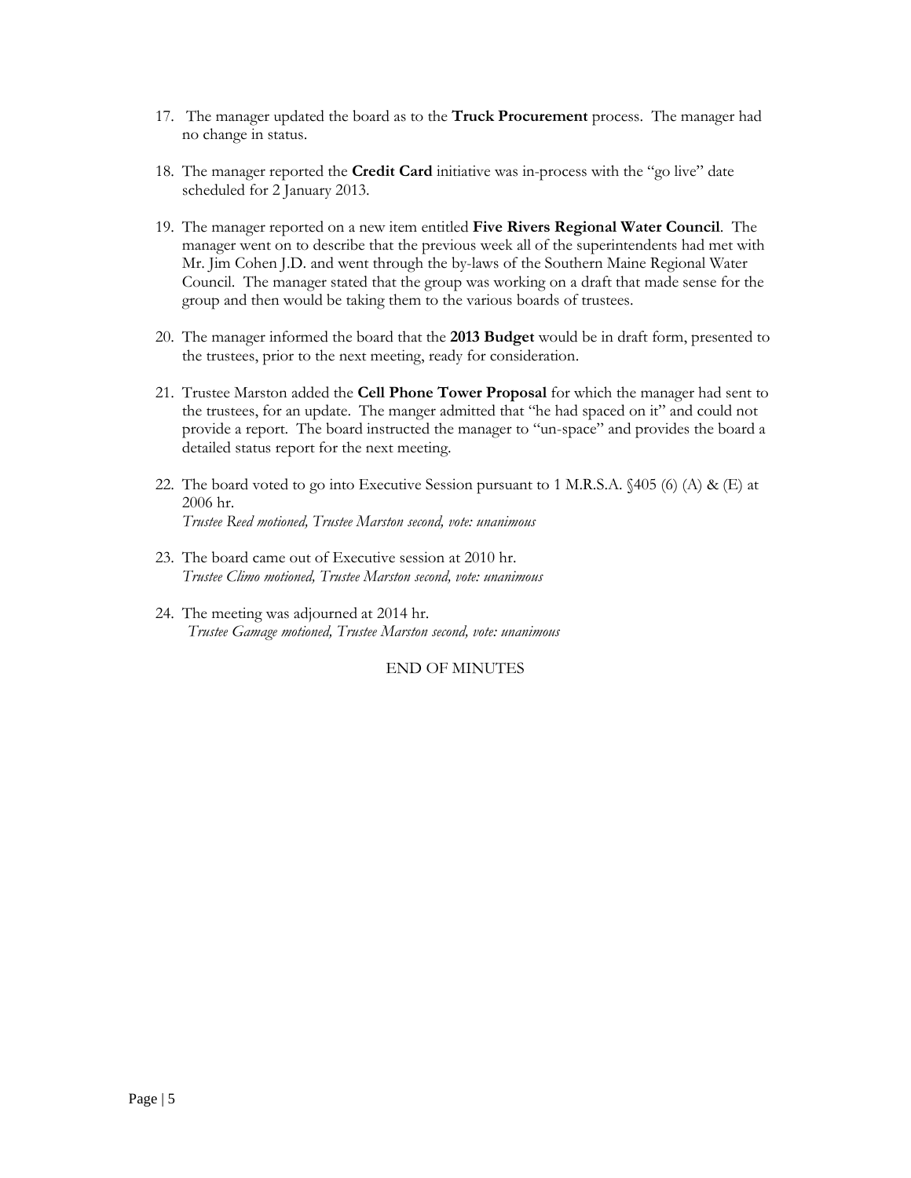17. The manager updated the board as to the **Truck Procurement** process. The manager had no change in status.

18. The manager reported the **Credit Card** initiative was in-process with the "go live" date scheduled for 2 January 2013.

19. The manager reported on a new item entitled **Five Rivers Regional Water Council**. The manager went on to describe that the previous week all of the superintendents had met with Mr. Jim Cohen J.D. and went through the by-laws of the Southern Maine Regional Water Council. The manager stated that the group was working on a draft that made sense for the group and then would be taking them to the various boards of trustees.

20. The manager informed the board that the **2013 Budget** would be in draft form, presented to the trustees, prior to the next meeting, ready for consideration.

21. Trustee Marston added the **Cell Phone Tower Proposal** for which the manager had sent to the trustees, for an update. The manger admitted that "he had spaced on it" and could not provide a report. The board instructed the manager to "un-space" and provides the board a detailed status report for the next meeting.

22. The board voted to go into Executive Session pursuant to 1 M.R.S.A. §405 (6) (A) & (E) at 2006 hr.
    *Trustee Reed motioned, Trustee Marston second, vote: unanimous*

23. The board came out of Executive session at 2010 hr.
    *Trustee Climo motioned, Trustee Marston second, vote: unanimous*

24. The meeting was adjourned at 2014 hr.
    *Trustee Gamage motioned, Trustee Marston second, vote: unanimous*

END OF MINUTES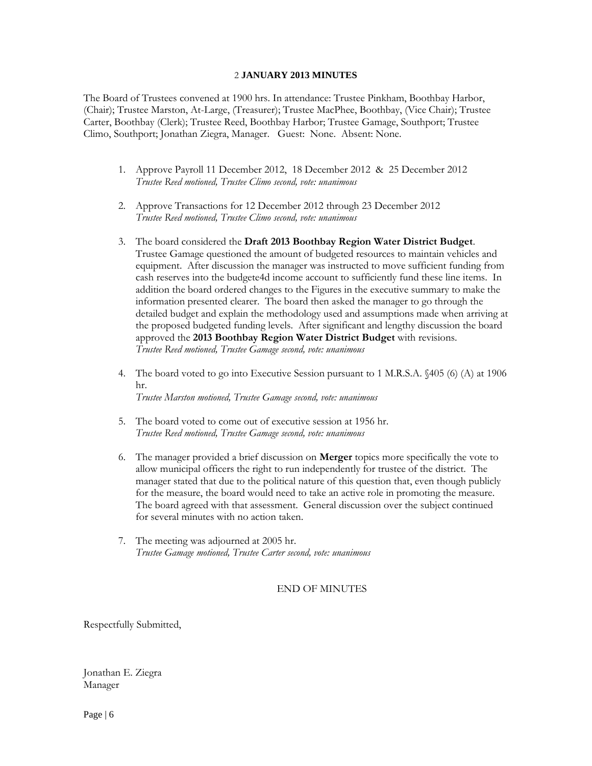2 **JANUARY 2013 MINUTES**

The Board of Trustees convened at 1900 hrs. In attendance: Trustee Pinkham, Boothbay Harbor, (Chair); Trustee Marston, At-Large, (Treasurer); Trustee MacPhee, Boothbay, (Vice Chair); Trustee Carter, Boothbay (Clerk); Trustee Reed, Boothbay Harbor; Trustee Gamage, Southport; Trustee Climo, Southport; Jonathan Ziegra, Manager. Guest: None. Absent: None.

1. Approve Payroll 11 December 2012, 18 December 2012 & 25 December 2012
   *Trustee Reed motioned, Trustee Climo second, vote: unanimous*

2. Approve Transactions for 12 December 2012 through 23 December 2012
   *Trustee Reed motioned, Trustee Climo second, vote: unanimous*

3. The board considered the **Draft 2013 Boothbay Region Water District Budget**. Trustee Gamage questioned the amount of budgeted resources to maintain vehicles and equipment. After discussion the manager was instructed to move sufficient funding from cash reserves into the budgete4d income account to sufficiently fund these line items. In addition the board ordered changes to the Figures in the executive summary to make the information presented clearer. The board then asked the manager to go through the detailed budget and explain the methodology used and assumptions made when arriving at the proposed budgeted funding levels. After significant and lengthy discussion the board approved the **2013 Boothbay Region Water District Budget** with revisions.
   *Trustee Reed motioned, Trustee Gamage second, vote: unanimous*

4. The board voted to go into Executive Session pursuant to 1 M.R.S.A. §405 (6) (A) at 1906 hr.
   *Trustee Marston motioned, Trustee Gamage second, vote: unanimous*

5. The board voted to come out of executive session at 1956 hr.
   *Trustee Reed motioned, Trustee Gamage second, vote: unanimous*

6. The manager provided a brief discussion on **Merger** topics more specifically the vote to allow municipal officers the right to run independently for trustee of the district. The manager stated that due to the political nature of this question that, even though publicly for the measure, the board would need to take an active role in promoting the measure. The board agreed with that assessment. General discussion over the subject continued for several minutes with no action taken.

7. The meeting was adjourned at 2005 hr.
   *Trustee Gamage motioned, Trustee Carter second, vote: unanimous*

END OF MINUTES

Respectfully Submitted,

Jonathan E. Ziegra
Manager